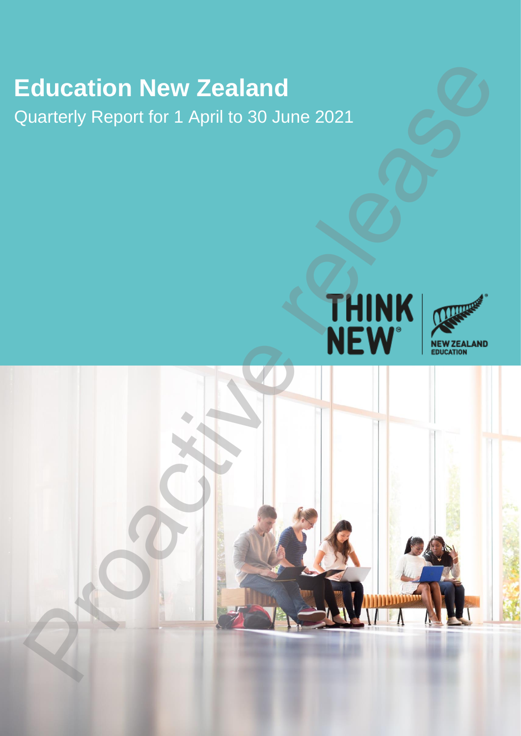# Education New Zealand

Quarterly Report for 1 April to 30 June 2021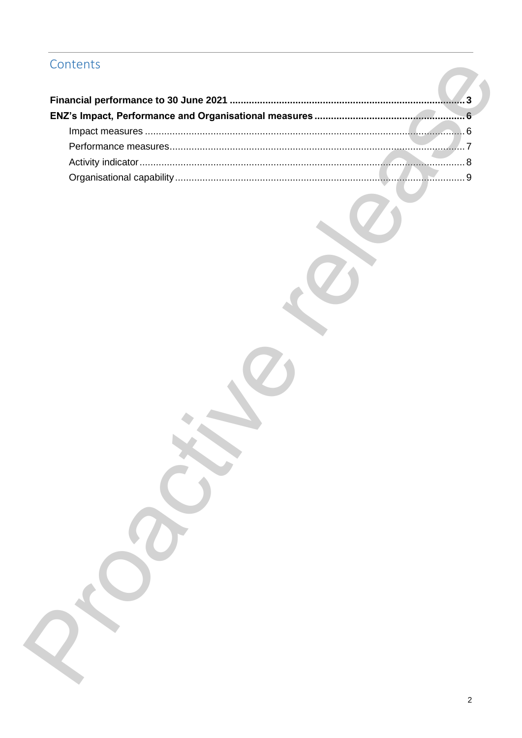## Contents

**Financial performance to 30 June 2021 .......... 3**

**ENZ's Impact, Performance and Organisational measures .......... 6**

- Impact measures .......... 6
- Performance measures .......... 7
- Activity indicator .......... 8
- Organisational capability .......... 9

Proactive release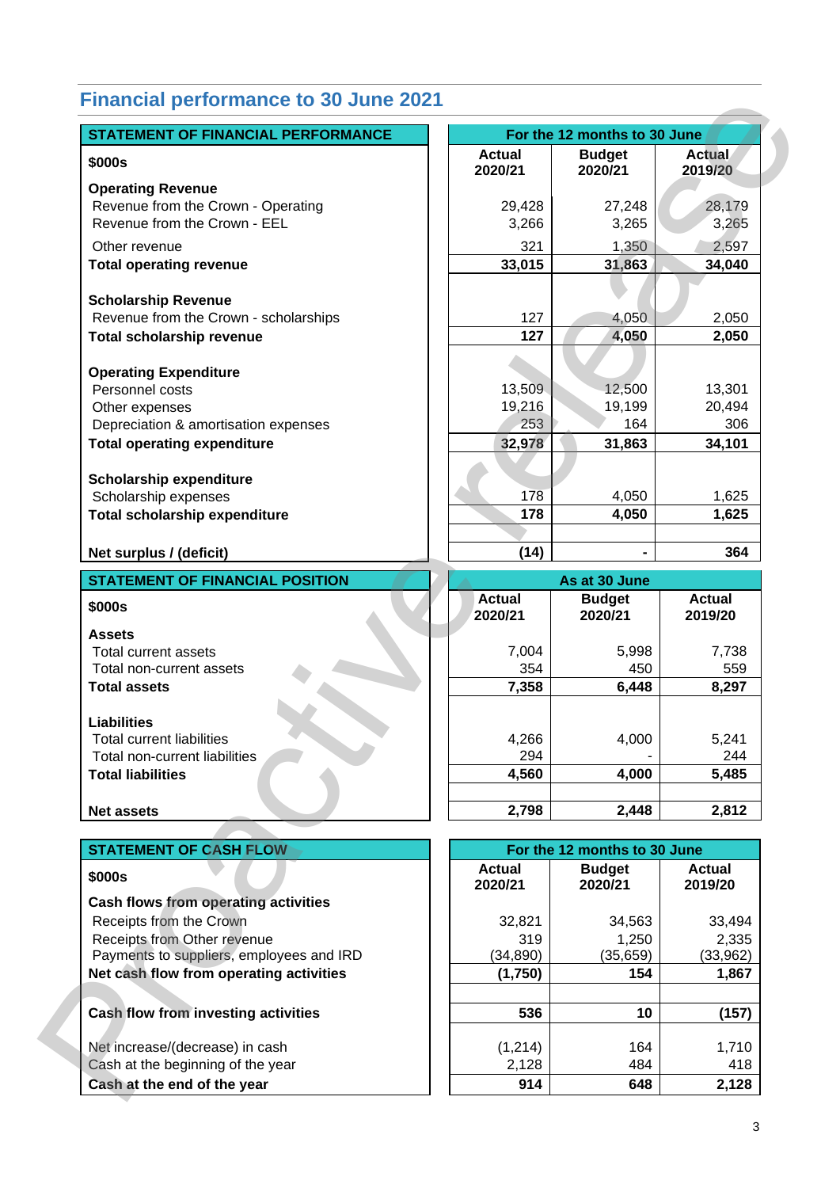## Financial performance to 30 June 2021

| STATEMENT OF FINANCIAL PERFORMANCE | For the 12 months to 30 June | | |
|---|---|---|---|
| $000s | Actual 2020/21 | Budget 2020/21 | Actual 2019/20 |
| **Operating Revenue** | | | |
| Revenue from the Crown - Operating | 29,428 | 27,248 | 28,179 |
| Revenue from the Crown - EEL | 3,266 | 3,265 | 3,265 |
| Other revenue | 321 | 1,350 | 2,597 |
| **Total operating revenue** | **33,015** | **31,863** | **34,040** |
| **Scholarship Revenue** | | | |
| Revenue from the Crown - scholarships | 127 | 4,050 | 2,050 |
| **Total scholarship revenue** | **127** | **4,050** | **2,050** |
| **Operating Expenditure** | | | |
| Personnel costs | 13,509 | 12,500 | 13,301 |
| Other expenses | 19,216 | 19,199 | 20,494 |
| Depreciation & amortisation expenses | 253 | 164 | 306 |
| **Total operating expenditure** | **32,978** | **31,863** | **34,101** |
| **Scholarship expenditure** | | | |
| Scholarship expenses | 178 | 4,050 | 1,625 |
| **Total scholarship expenditure** | **178** | **4,050** | **1,625** |
| **Net surplus / (deficit)** | **(14)** | **-** | **364** |

| STATEMENT OF FINANCIAL POSITION | As at 30 June | | |
|---|---|---|---|
| $000s | Actual 2020/21 | Budget 2020/21 | Actual 2019/20 |
| **Assets** | | | |
| Total current assets | 7,004 | 5,998 | 7,738 |
| Total non-current assets | 354 | 450 | 559 |
| **Total assets** | **7,358** | **6,448** | **8,297** |
| **Liabilities** | | | |
| Total current liabilities | 4,266 | 4,000 | 5,241 |
| Total non-current liabilities | 294 | - | 244 |
| **Total liabilities** | **4,560** | **4,000** | **5,485** |
| **Net assets** | **2,798** | **2,448** | **2,812** |

| STATEMENT OF CASH FLOW | For the 12 months to 30 June | | |
|---|---|---|---|
| $000s | Actual 2020/21 | Budget 2020/21 | Actual 2019/20 |
| **Cash flows from operating activities** | | | |
| Receipts from the Crown | 32,821 | 34,563 | 33,494 |
| Receipts from Other revenue | 319 | 1,250 | 2,335 |
| Payments to suppliers, employees and IRD | (34,890) | (35,659) | (33,962) |
| **Net cash flow from operating activities** | **(1,750)** | **154** | **1,867** |
| **Cash flow from investing activities** | **536** | **10** | **(157)** |
| Net increase/(decrease) in cash | (1,214) | 164 | 1,710 |
| Cash at the beginning of the year | 2,128 | 484 | 418 |
| **Cash at the end of the year** | **914** | **648** | **2,128** |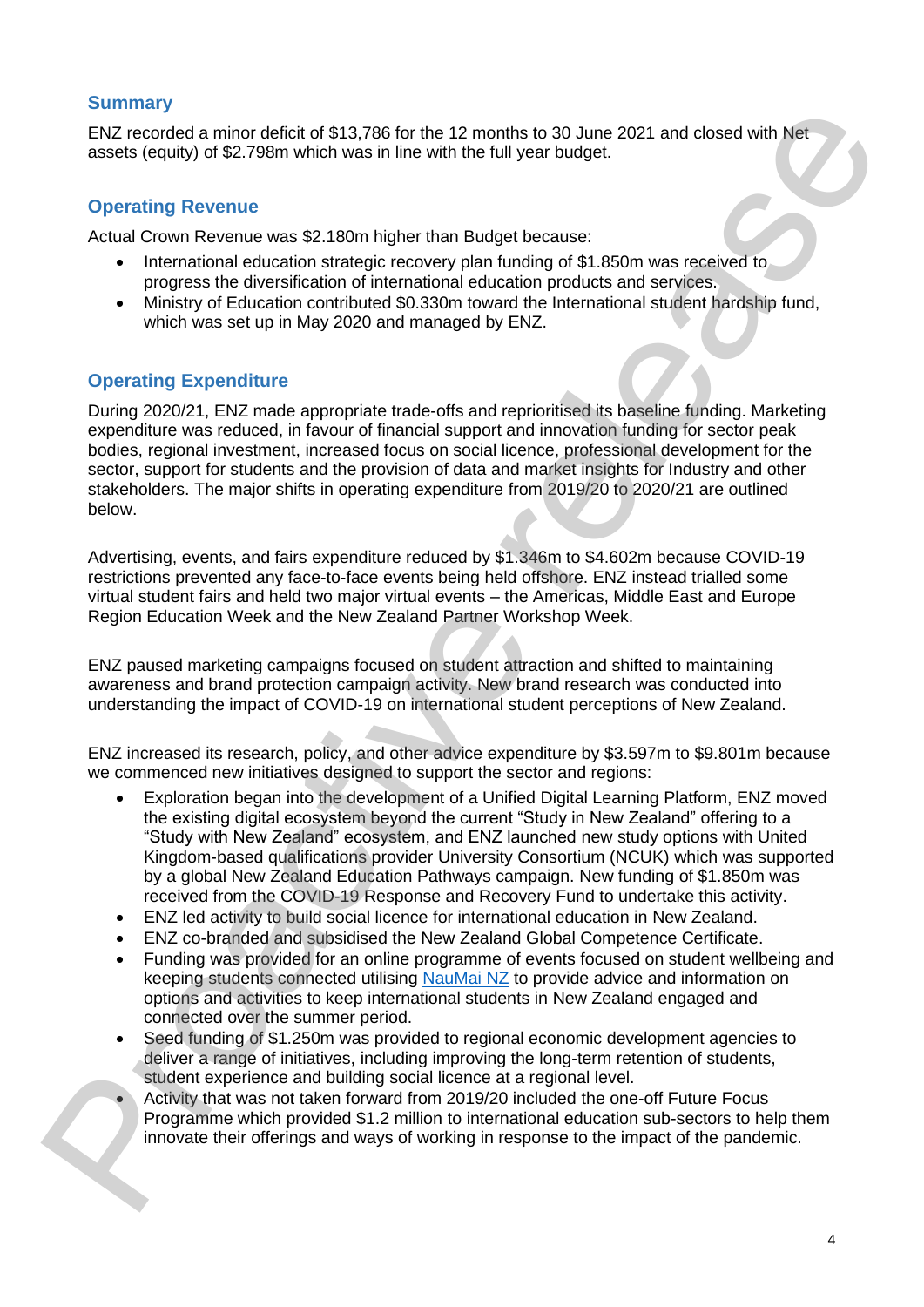## Summary

ENZ recorded a minor deficit of $13,786 for the 12 months to 30 June 2021 and closed with Net assets (equity) of $2.798m which was in line with the full year budget.

## Operating Revenue

Actual Crown Revenue was $2.180m higher than Budget because:

- International education strategic recovery plan funding of $1.850m was received to progress the diversification of international education products and services.
- Ministry of Education contributed $0.330m toward the International student hardship fund, which was set up in May 2020 and managed by ENZ.

## Operating Expenditure

During 2020/21, ENZ made appropriate trade-offs and reprioritised its baseline funding. Marketing expenditure was reduced, in favour of financial support and innovation funding for sector peak bodies, regional investment, increased focus on social licence, professional development for the sector, support for students and the provision of data and market insights for Industry and other stakeholders. The major shifts in operating expenditure from 2019/20 to 2020/21 are outlined below.

Advertising, events, and fairs expenditure reduced by $1.346m to $4.602m because COVID-19 restrictions prevented any face-to-face events being held offshore. ENZ instead trialled some virtual student fairs and held two major virtual events – the Americas, Middle East and Europe Region Education Week and the New Zealand Partner Workshop Week.

ENZ paused marketing campaigns focused on student attraction and shifted to maintaining awareness and brand protection campaign activity. New brand research was conducted into understanding the impact of COVID-19 on international student perceptions of New Zealand.

ENZ increased its research, policy, and other advice expenditure by $3.597m to $9.801m because we commenced new initiatives designed to support the sector and regions:

- Exploration began into the development of a Unified Digital Learning Platform, ENZ moved the existing digital ecosystem beyond the current "Study in New Zealand" offering to a "Study with New Zealand" ecosystem, and ENZ launched new study options with United Kingdom-based qualifications provider University Consortium (NCUK) which was supported by a global New Zealand Education Pathways campaign. New funding of $1.850m was received from the COVID-19 Response and Recovery Fund to undertake this activity.
- ENZ led activity to build social licence for international education in New Zealand.
- ENZ co-branded and subsidised the New Zealand Global Competence Certificate.
- Funding was provided for an online programme of events focused on student wellbeing and keeping students connected utilising NauMai NZ to provide advice and information on options and activities to keep international students in New Zealand engaged and connected over the summer period.
- Seed funding of $1.250m was provided to regional economic development agencies to deliver a range of initiatives, including improving the long-term retention of students, student experience and building social licence at a regional level.
- Activity that was not taken forward from 2019/20 included the one-off Future Focus Programme which provided $1.2 million to international education sub-sectors to help them innovate their offerings and ways of working in response to the impact of the pandemic.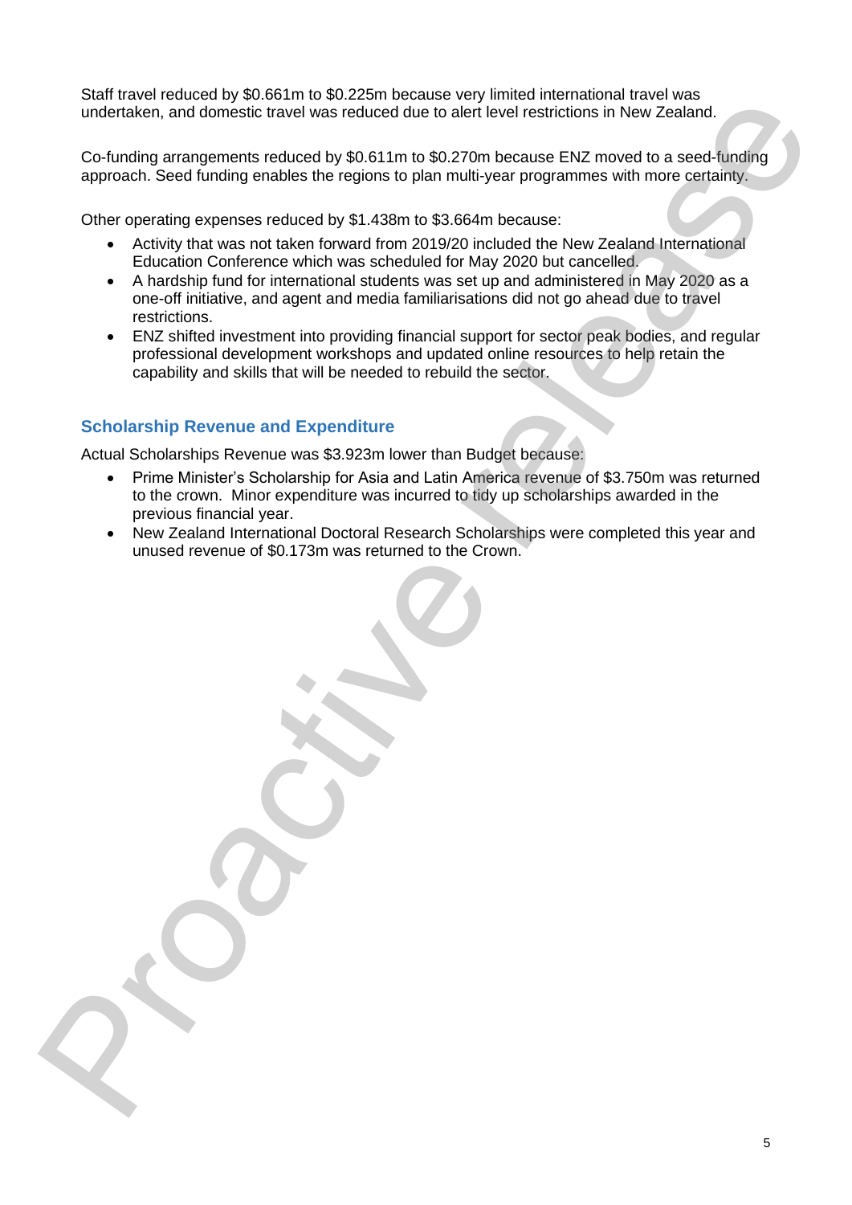Staff travel reduced by $0.661m to $0.225m because very limited international travel was undertaken, and domestic travel was reduced due to alert level restrictions in New Zealand.

Co-funding arrangements reduced by $0.611m to $0.270m because ENZ moved to a seed-funding approach. Seed funding enables the regions to plan multi-year programmes with more certainty.

Other operating expenses reduced by $1.438m to $3.664m because:

- Activity that was not taken forward from 2019/20 included the New Zealand International Education Conference which was scheduled for May 2020 but cancelled.
- A hardship fund for international students was set up and administered in May 2020 as a one-off initiative, and agent and media familiarisations did not go ahead due to travel restrictions.
- ENZ shifted investment into providing financial support for sector peak bodies, and regular professional development workshops and updated online resources to help retain the capability and skills that will be needed to rebuild the sector.

### Scholarship Revenue and Expenditure

Actual Scholarships Revenue was $3.923m lower than Budget because:

- Prime Minister's Scholarship for Asia and Latin America revenue of $3.750m was returned to the crown. Minor expenditure was incurred to tidy up scholarships awarded in the previous financial year.
- New Zealand International Doctoral Research Scholarships were completed this year and unused revenue of $0.173m was returned to the Crown.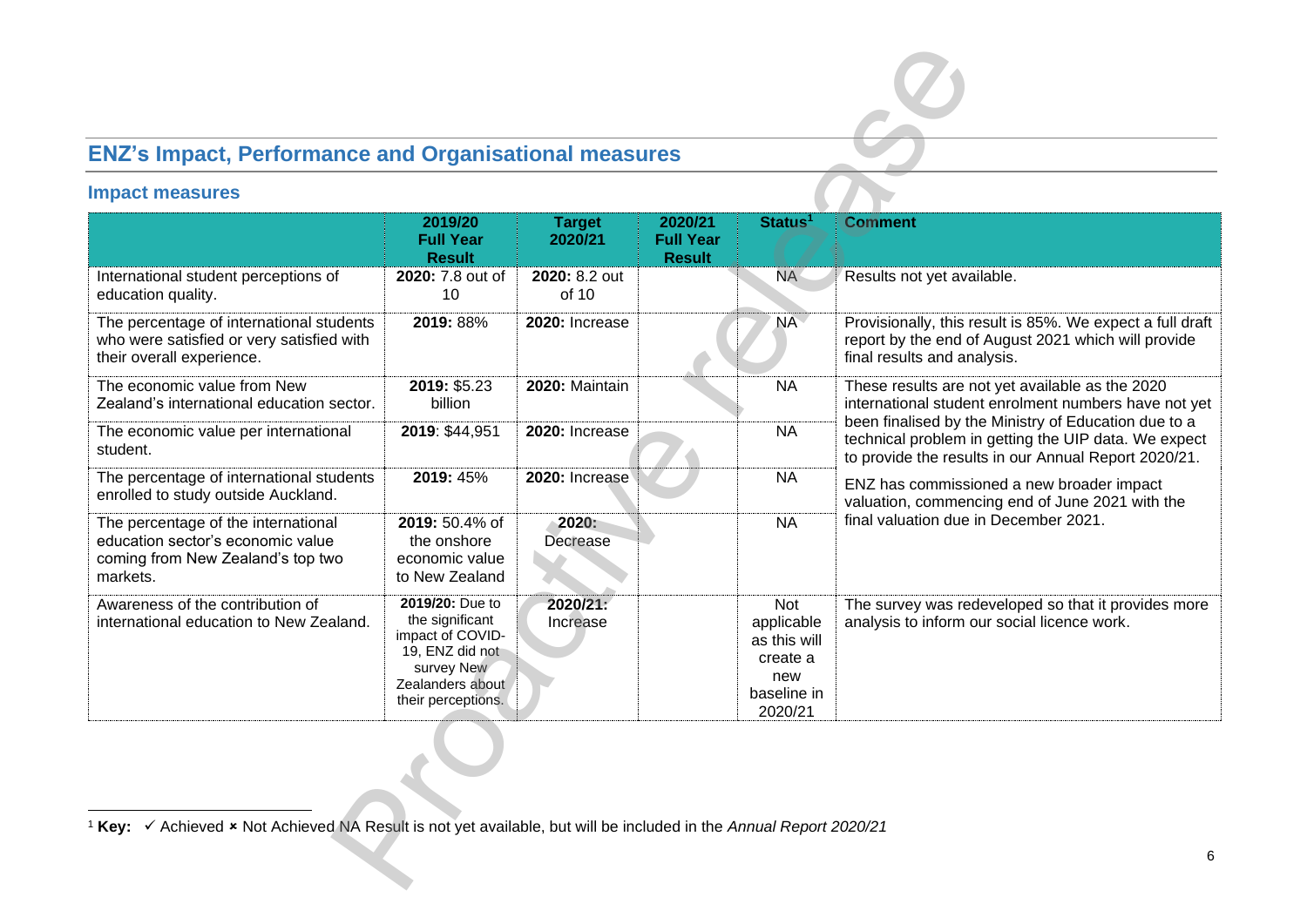## ENZ's Impact, Performance and Organisational measures

### Impact measures

| | 2019/20 Full Year Result | Target 2020/21 | 2020/21 Full Year Result | Status[1] | Comment |
|---|---|---|---|---|---|
| International student perceptions of education quality. | **2020:** 7.8 out of 10 | **2020:** 8.2 out of 10 | | NA | Results not yet available. |
| The percentage of international students who were satisfied or very satisfied with their overall experience. | **2019:** 88% | **2020:** Increase | | NA | Provisionally, this result is 85%. We expect a full draft report by the end of August 2021 which will provide final results and analysis. |
| The economic value from New Zealand's international education sector. | **2019:** $5.23 billion | **2020:** Maintain | | NA | These results are not yet available as the 2020 international student enrolment numbers have not yet been finalised by the Ministry of Education due to a technical problem in getting the UIP data. We expect to provide the results in our Annual Report 2020/21. |
| The economic value per international student. | **2019**: $44,951 | **2020:** Increase | | NA | |
| The percentage of international students enrolled to study outside Auckland. | **2019:** 45% | **2020:** Increase | | NA | ENZ has commissioned a new broader impact valuation, commencing end of June 2021 with the final valuation due in December 2021. |
| The percentage of the international education sector's economic value coming from New Zealand's top two markets. | **2019:** 50.4% of the onshore economic value to New Zealand | **2020:** Decrease | | NA | |
| Awareness of the contribution of international education to New Zealand. | **2019/20:** Due to the significant impact of COVID-19, ENZ did not survey New Zealanders about their perceptions. | **2020/21:** Increase | | Not applicable as this will create a new baseline in 2020/21 | The survey was redeveloped so that it provides more analysis to inform our social licence work. |

[1] **Key:** ✓ Achieved × Not Achieved NA Result is not yet available, but will be included in the *Annual Report 2020/21*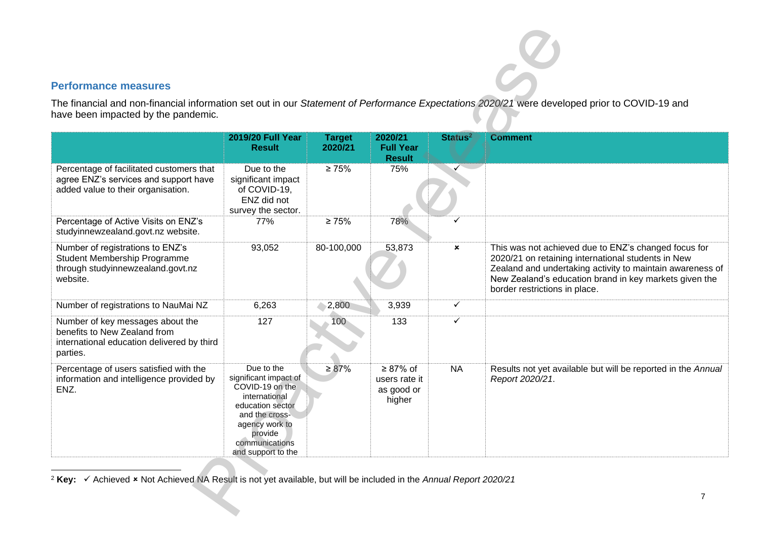## Performance measures

The financial and non-financial information set out in our *Statement of Performance Expectations 2020/21* were developed prior to COVID-19 and have been impacted by the pandemic.

| | 2019/20 Full Year Result | Target 2020/21 | 2020/21 Full Year Result | Status[2] | Comment |
|---|---|---|---|---|---|
| Percentage of facilitated customers that agree ENZ's services and support have added value to their organisation. | Due to the significant impact of COVID-19, ENZ did not survey the sector. | ≥ 75% | 75% | ✓ | |
| Percentage of Active Visits on ENZ's studyinnewzealand.govt.nz website. | 77% | ≥ 75% | 78% | ✓ | |
| Number of registrations to ENZ's Student Membership Programme through studyinnewzealand.govt.nz website. | 93,052 | 80-100,000 | 53,873 | × | This was not achieved due to ENZ's changed focus for 2020/21 on retaining international students in New Zealand and undertaking activity to maintain awareness of New Zealand's education brand in key markets given the border restrictions in place. |
| Number of registrations to NauMai NZ | 6,263 | 2,800 | 3,939 | ✓ | |
| Number of key messages about the benefits to New Zealand from international education delivered by third parties. | 127 | 100 | 133 | ✓ | |
| Percentage of users satisfied with the information and intelligence provided by ENZ. | Due to the significant impact of COVID-19 on the international education sector and the cross-agency work to provide communications and support to the | ≥ 87% | ≥ 87% of users rate it as good or higher | NA | Results not yet available but will be reported in the *Annual Report 2020/21*. |

[2] **Key:** ✓ Achieved × Not Achieved NA Result is not yet available, but will be included in the *Annual Report 2020/21*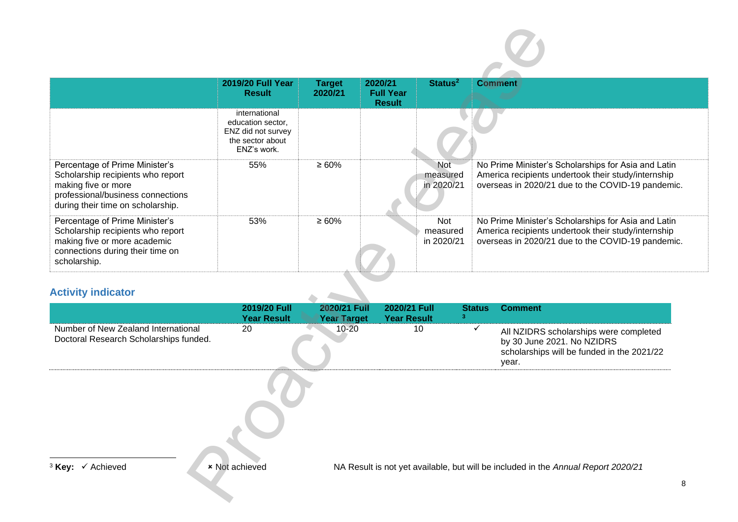| | 2019/20 Full Year Result | Target 2020/21 | 2020/21 Full Year Result | Status[2] | Comment |
|---|---|---|---|---|---|
| | international education sector, ENZ did not survey the sector about ENZ's work. | | | | |
| Percentage of Prime Minister's Scholarship recipients who report making five or more professional/business connections during their time on scholarship. | 55% | ≥ 60% | | Not measured in 2020/21 | No Prime Minister's Scholarships for Asia and Latin America recipients undertook their study/internship overseas in 2020/21 due to the COVID-19 pandemic. |
| Percentage of Prime Minister's Scholarship recipients who report making five or more academic connections during their time on scholarship. | 53% | ≥ 60% | | Not measured in 2020/21 | No Prime Minister's Scholarships for Asia and Latin America recipients undertook their study/internship overseas in 2020/21 due to the COVID-19 pandemic. |

### Activity indicator

| | 2019/20 Full Year Result | 2020/21 Full Year Target | 2020/21 Full Year Result | Status[3] | Comment |
|---|---|---|---|---|---|
| Number of New Zealand International Doctoral Research Scholarships funded. | 20 | 10-20 | 10 | ✓ | All NZIDRS scholarships were completed by 30 June 2021. No NZIDRS scholarships will be funded in the 2021/22 year. |

[3] **Key:** ✓ Achieved ✗ Not achieved NA Result is not yet available, but will be included in the *Annual Report 2020/21*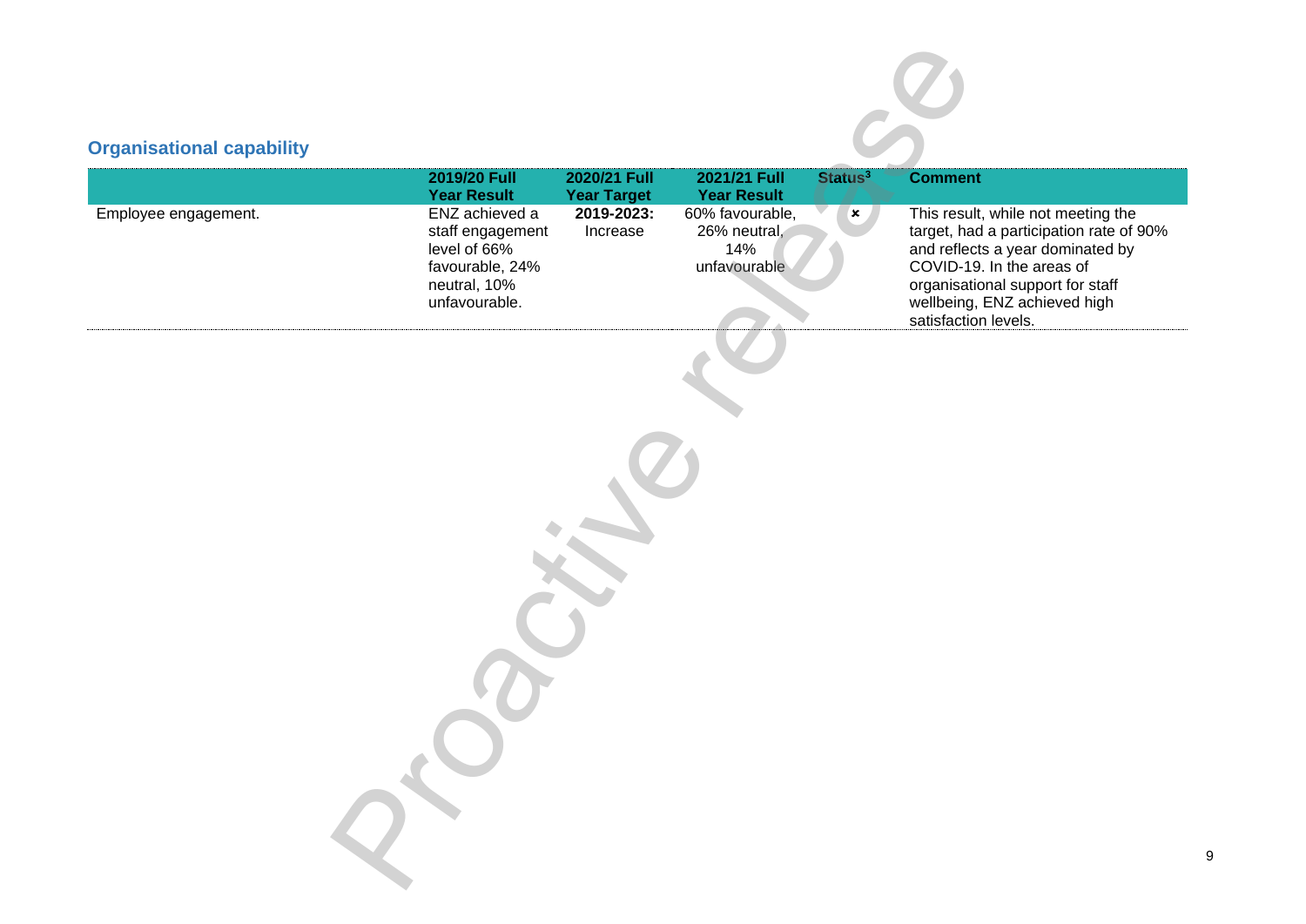## Organisational capability

| | 2019/20 Full Year Result | 2020/21 Full Year Target | 2021/21 Full Year Result | Status[3] | Comment |
|---|---|---|---|---|---|
| Employee engagement. | ENZ achieved a staff engagement level of 66% favourable, 24% neutral, 10% unfavourable. | **2019-2023:** Increase | 60% favourable, 26% neutral, 14% unfavourable | × | This result, while not meeting the target, had a participation rate of 90% and reflects a year dominated by COVID-19. In the areas of organisational support for staff wellbeing, ENZ achieved high satisfaction levels. |